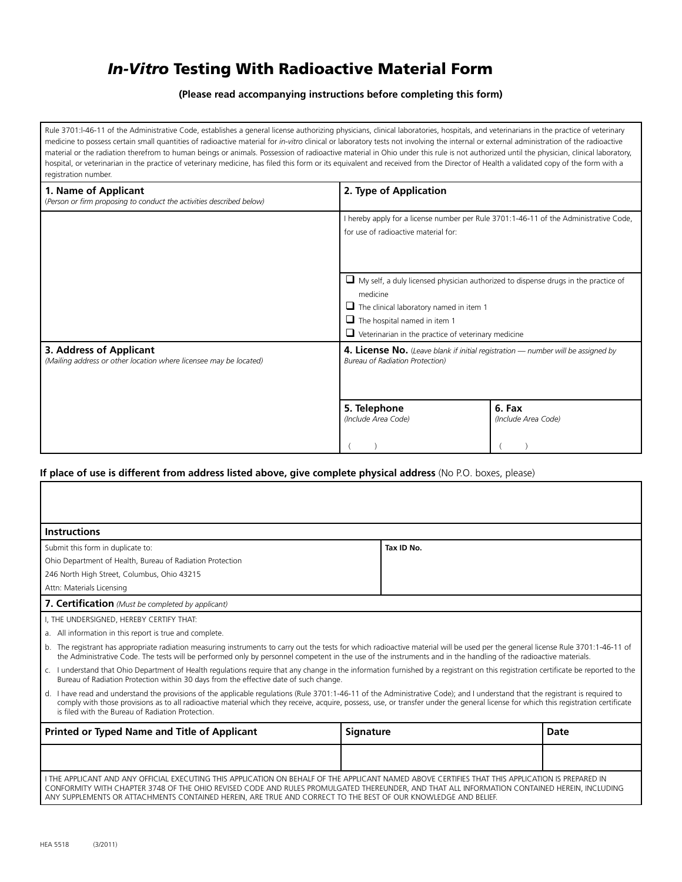# *In-Vitro* Testing With Radioactive Material Form

**(Please read accompanying instructions before completing this form)**

Rule 3701:l-46-11 of the Administrative Code, establishes a general license authorizing physicians, clinical laboratories, hospitals, and veterinarians in the practice of veterinary medicine to possess certain small quantities of radioactive material for *in-vitro* clinical or laboratory tests not involving the internal or external administration of the radioactive material or the radiation therefrom to human beings or animals. Possession of radioactive material in Ohio under this rule is not authorized until the physician, clinical laboratory, hospital, or veterinarian in the practice of veterinary medicine, has filed this form or its equivalent and received from the Director of Health a validated copy of the form with a registration number.

**1. Name of Applicant**
*(Person or firm proposing to conduct the activities described below)*

**2. Type of Application**

I hereby apply for a license number per Rule 3701:1-46-11 of the Administrative Code, for use of radioactive material for:

- ☐ My self, a duly licensed physician authorized to dispense drugs in the practice of medicine
- ☐ The clinical laboratory named in item 1
- ☐ The hospital named in item 1
- ☐ Veterinarian in the practice of veterinary medicine

**3. Address of Applicant**
*(Mailing address or other location where licensee may be located)*

**4. License No.** *(Leave blank if initial registration — number will be assigned by Bureau of Radiation Protection)*

| **5. Telephone** *(Include Area Code)* | **6. Fax** *(Include Area Code)* |
|---|---|
| (   ) | (   ) |

**If place of use is different from address listed above, give complete physical address** (No P.O. boxes, please)

**Instructions**

| | |
|---|---|
| Submit this form in duplicate to:<br>Ohio Department of Health, Bureau of Radiation Protection<br>246 North High Street, Columbus, Ohio 43215<br>Attn: Materials Licensing | **Tax ID No.** |

**7. Certification** *(Must be completed by applicant)*

I, THE UNDERSIGNED, HEREBY CERTIFY THAT:

a. All information in this report is true and complete.

b. The registrant has appropriate radiation measuring instruments to carry out the tests for which radioactive material will be used per the general license Rule 3701:1-46-11 of the Administrative Code. The tests will be performed only by personnel competent in the use of the instruments and in the handling of the radioactive materials.

c. I understand that Ohio Department of Health regulations require that any change in the information furnished by a registrant on this registration certificate be reported to the Bureau of Radiation Protection within 30 days from the effective date of such change.

d. I have read and understand the provisions of the applicable regulations (Rule 3701:1-46-11 of the Administrative Code); and I understand that the registrant is required to comply with those provisions as to all radioactive material which they receive, acquire, possess, use, or transfer under the general license for which this registration certificate is filed with the Bureau of Radiation Protection.

| **Printed or Typed Name and Title of Applicant** | **Signature** | **Date** |
|---|---|---|
| | | |

I THE APPLICANT AND ANY OFFICIAL EXECUTING THIS APPLICATION ON BEHALF OF THE APPLICANT NAMED ABOVE CERTIFIES THAT THIS APPLICATION IS PREPARED IN CONFORMITY WITH CHAPTER 3748 OF THE OHIO REVISED CODE AND RULES PROMULGATED THEREUNDER, AND THAT ALL INFORMATION CONTAINED HEREIN, INCLUDING ANY SUPPLEMENTS OR ATTACHMENTS CONTAINED HEREIN, ARE TRUE AND CORRECT TO THE BEST OF OUR KNOWLEDGE AND BELIEF.

HEA 5518 (3/2011)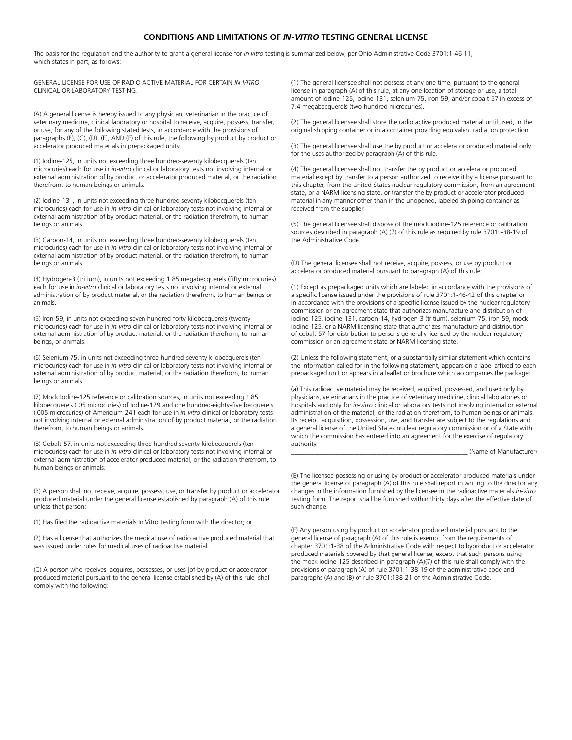## CONDITIONS AND LIMITATIONS OF *IN-VITRO* TESTING GENERAL LICENSE

The basis for the regulation and the authority to grant a general license for *in-vitro* testing is summarized below, per Ohio Administrative Code 3701:1-46-11, which states in part, as follows:

GENERAL LICENSE FOR USE OF RADIO ACTIVE MATERIAL FOR CERTAIN *IN-VITRO* CLINICAL OR LABORATORY TESTING.

(A) A general license is hereby issued to any physician, veterinarian in the practice of veterinary medicine, clinical laboratory or hospital to receive, acquire, possess, transfer, or use, for any of the following stated tests, in accordance with the provisions of paragraphs (B), (C), (D), (E), AND (F) of this rule, the following by product by product or accelerator produced materials in prepackaged units:

(1) Iodine-125, in units not exceeding three hundred-seventy kilobecquerels (ten microcuries) each for use in *in-vitro* clinical or laboratory tests not involving internal or external administration of by product or accelerator produced material, or the radiation therefrom, to human beings or animals.

(2) Iodine-131, in units not exceeding three hundred-seventy kilobecquerels (ten microcuries) each for use in *in-vitro* clinical or laboratory tests not involving internal or external administration of by product material, or the radiation therefrom, to human beings or animals.

(3) Carbon-14, in units not exceeding three hundred-seventy kilobecquerels (ten microcuries) each for use in *in-vitro* clinical or laboratory tests not involving internal or external administration of by product material, or the radiation therefrom, to human beings or animals.

(4) Hydrogen-3 (tritium), in units not exceeding 1.85 megabecquerels (fifty microcuries) each for use in *in-vitro* clinical or laboratory tests not involving internal or external administration of by product material, or the radiation therefrom, to human beings or animals.

(5) Iron-59, in units not exceeding seven hundred-forty kilobecquerels (twenty microcuries) each for use in *in-vitro* clinical or laboratory tests not involving internal or external administration of by product material, or the radiation therefrom, to human beings, or animals.

(6) Selenium-75, in units not exceeding three hundred-seventy kilobecquerels (ten microcuries) each for use in *in-vitro* clinical or laboratory tests not involving internal or external administration of by product material, or the radiation therefrom, to human beings or animals.

(7) Mock Iodine-125 reference or calibration sources, in units not exceeding 1.85 kilobecquerels (.05 microcuries) of Iodine-129 and one hundred-eighty-five becquerels (.005 microcuries) of Americium-241 each for use in *in-vitro* clinical or laboratory tests not involving internal or external administration of by product material, or the radiation therefrom, to human beings or animals.

(8) Cobalt-57, in units not exceeding three hundred seventy kilobecquerels (ten microcuries) each for use in *in-vitro* clinical or laboratory tests not involving internal or external administration of accelerator produced material, or the radiation therefrom, to human beings or animals.

(B) A person shall not receive, acquire, possess, use, or transfer by product or accelerator produced material under the general license established by paragraph (A) of this rule unless that person:

(1) Has filed the radioactive materials In Vitro testing form with the director; or

(2) Has a license that authorizes the medical use of radio active produced material that was issued under rules for medical uses of radioactive material.

(C) A person who receives, acquires, possesses, or uses [of by product or accelerator produced material pursuant to the general license established by (A) of this rule shall comply with the following:

(1) The general licensee shall not possess at any one time, pursuant to the general license in paragraph (A) of this rule, at any one location of storage or use, a total amount of iodine-125, iodine-131, selenium-75, iron-59, and/or cobalt-57 in excess of 7.4 megabecquerels (two hundred microcuries).

(2) The general licensee shall store the radio active produced material until used, in the original shipping container or in a container providing equivalent radiation protection.

(3) The general licensee shall use the by product or accelerator produced material only for the uses authorized by paragraph (A) of this rule.

(4) The general licensee shall not transfer the by product or accelerator produced material except by transfer to a person authorized to receive it by a license pursuant to this chapter, from the United States nuclear regulatory commission, from an agreement state, or a NARM licensing state, or transfer the by product or accelerator produced material in any manner other than in the unopened, labeled shipping container as received from the supplier.

(5) The general licensee shall dispose of the mock iodine-125 reference or calibration sources described in paragraph (A) (7) of this rule as required by rule 3701:l-38-19 of the Administrative Code.

(D) The general licensee shall not receive, acquire, possess, or use by product or accelerator produced material pursuant to paragraph (A) of this rule:

(1) Except as prepackaged units which are labeled in accordance with the provisions of a specific license issued under the provisions of rule 3701:1-46-42 of this chapter or in accordance with the provisions of a specific license Issued by the nuclear regulatory commission or an agreement state that authorizes manufacture and distribution of iodine-125, iodine-131, carbon-14, hydrogen-3 (tritium), selenium-75, iron-59, mock iodine-125, or a NARM licensing state that authorizes manufacture and distribution of cobalt-57 for distribution to persons generally licensed by the nuclear regulatory commission or an agreement state or NARM licensing state.

(2) Unless the following statement, or a substantially similar statement which contains the information called for in the following statement, appears on a label affixed to each prepackaged unit or appears in a leaflet or brochure which accompanies the package:

(a) This radioactive material may be received, acquired, possessed, and used only by physicians, veterinarians in the practice of veterinary medicine, clinical laboratories or hospitals and only for *in-vitro* clinical or laboratory tests not involving internal or external administration of the material, or the radiation therefrom, to human beings or animals. Its receipt, acquisition, possession, use, and transfer are subject to the regulations and a general license of the United States nuclear regulatory commission or of a State with which the commission has entered into an agreement for the exercise of regulatory authority.

_____________________________________________________ (Name of Manufacturer)

(E) The licensee possessing or using by product or accelerator produced materials under the general license of paragraph (A) of this rule shall report in writing to the director any changes in the information furnished by the licensee in the radioactive materials *in-vitro* testing form. The report shall be furnished within thirty days after the effective date of such change.

(F) Any person using by product or accelerator produced material pursuant to the general license of paragraph (A) of this rule is exempt from the requirements of chapter 3701:1-38 of the Administrative Code with respect to byproduct or accelerator produced materials covered by that general license, except that such persons using the mock iodine-125 described in paragraph (A)(7) of this rule shall comply with the provisions of paragraph (A) of rule 3701:1-38-19 of the administrative code and paragraphs (A) and (B) of rule 3701:138-21 of the Administrative Code.